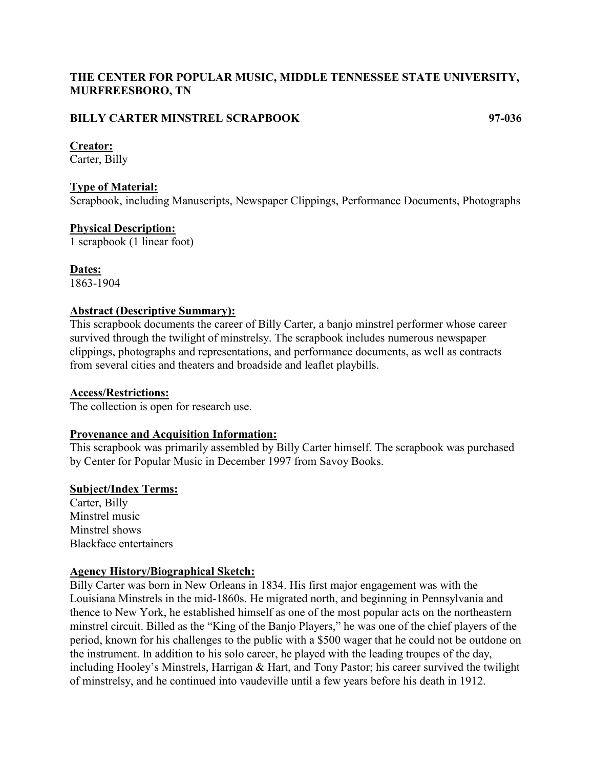**THE CENTER FOR POPULAR MUSIC, MIDDLE TENNESSEE STATE UNIVERSITY, MURFREESBORO, TN**

**BILLY CARTER MINSTREL SCRAPBOOK 97-036**

**Creator:**
Carter, Billy

**Type of Material:**
Scrapbook, including Manuscripts, Newspaper Clippings, Performance Documents, Photographs

**Physical Description:**
1 scrapbook (1 linear foot)

**Dates:**
1863-1904

**Abstract (Descriptive Summary):**
This scrapbook documents the career of Billy Carter, a banjo minstrel performer whose career survived through the twilight of minstrelsy. The scrapbook includes numerous newspaper clippings, photographs and representations, and performance documents, as well as contracts from several cities and theaters and broadside and leaflet playbills.

**Access/Restrictions:**
The collection is open for research use.

**Provenance and Acquisition Information:**
This scrapbook was primarily assembled by Billy Carter himself. The scrapbook was purchased by Center for Popular Music in December 1997 from Savoy Books.

**Subject/Index Terms:**
Carter, Billy
Minstrel music
Minstrel shows
Blackface entertainers

**Agency History/Biographical Sketch:**
Billy Carter was born in New Orleans in 1834. His first major engagement was with the Louisiana Minstrels in the mid-1860s. He migrated north, and beginning in Pennsylvania and thence to New York, he established himself as one of the most popular acts on the northeastern minstrel circuit. Billed as the "King of the Banjo Players," he was one of the chief players of the period, known for his challenges to the public with a $500 wager that he could not be outdone on the instrument. In addition to his solo career, he played with the leading troupes of the day, including Hooley's Minstrels, Harrigan & Hart, and Tony Pastor; his career survived the twilight of minstrelsy, and he continued into vaudeville until a few years before his death in 1912.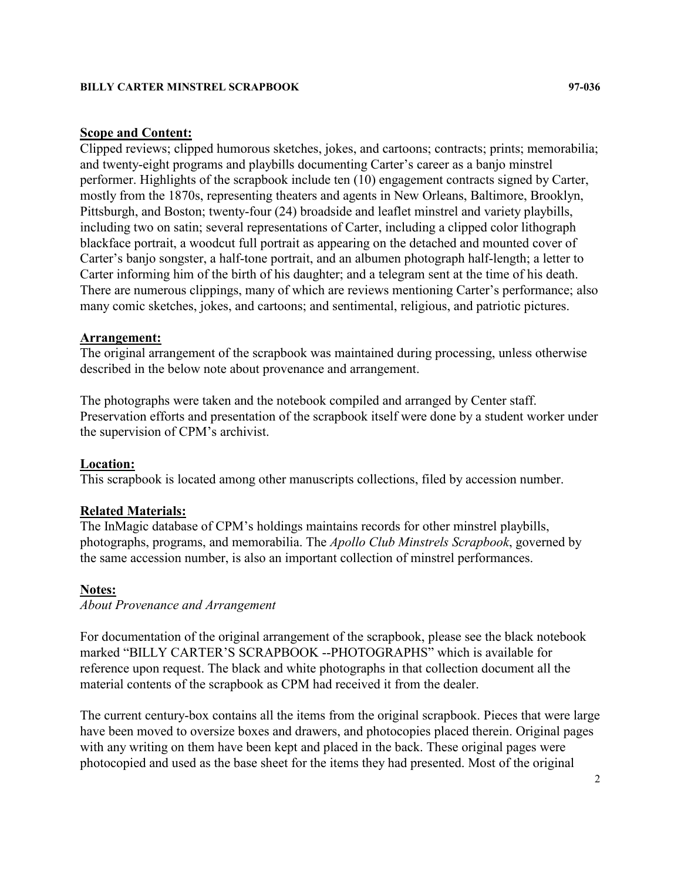## Scope and Content:

Clipped reviews; clipped humorous sketches, jokes, and cartoons; contracts; prints; memorabilia; and twenty-eight programs and playbills documenting Carter's career as a banjo minstrel performer. Highlights of the scrapbook include ten (10) engagement contracts signed by Carter, mostly from the 1870s, representing theaters and agents in New Orleans, Baltimore, Brooklyn, Pittsburgh, and Boston; twenty-four (24) broadside and leaflet minstrel and variety playbills, including two on satin; several representations of Carter, including a clipped color lithograph blackface portrait, a woodcut full portrait as appearing on the detached and mounted cover of Carter's banjo songster, a half-tone portrait, and an albumen photograph half-length; a letter to Carter informing him of the birth of his daughter; and a telegram sent at the time of his death. There are numerous clippings, many of which are reviews mentioning Carter's performance; also many comic sketches, jokes, and cartoons; and sentimental, religious, and patriotic pictures.

## Arrangement:

The original arrangement of the scrapbook was maintained during processing, unless otherwise described in the below note about provenance and arrangement.

The photographs were taken and the notebook compiled and arranged by Center staff. Preservation efforts and presentation of the scrapbook itself were done by a student worker under the supervision of CPM's archivist.

## Location:

This scrapbook is located among other manuscripts collections, filed by accession number.

## Related Materials:

The InMagic database of CPM's holdings maintains records for other minstrel playbills, photographs, programs, and memorabilia. The *Apollo Club Minstrels Scrapbook*, governed by the same accession number, is also an important collection of minstrel performances.

## Notes:

*About Provenance and Arrangement*

For documentation of the original arrangement of the scrapbook, please see the black notebook marked "BILLY CARTER'S SCRAPBOOK --PHOTOGRAPHS" which is available for reference upon request. The black and white photographs in that collection document all the material contents of the scrapbook as CPM had received it from the dealer.

The current century-box contains all the items from the original scrapbook. Pieces that were large have been moved to oversize boxes and drawers, and photocopies placed therein. Original pages with any writing on them have been kept and placed in the back. These original pages were photocopied and used as the base sheet for the items they had presented. Most of the original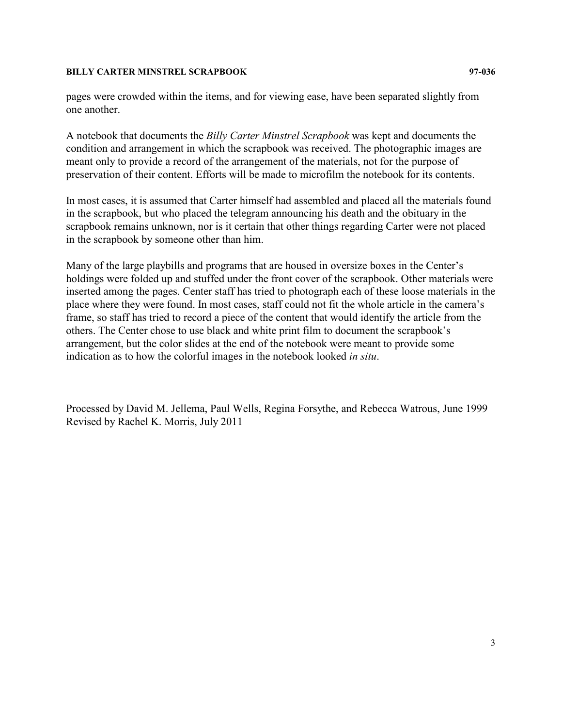pages were crowded within the items, and for viewing ease, have been separated slightly from one another.

A notebook that documents the *Billy Carter Minstrel Scrapbook* was kept and documents the condition and arrangement in which the scrapbook was received. The photographic images are meant only to provide a record of the arrangement of the materials, not for the purpose of preservation of their content. Efforts will be made to microfilm the notebook for its contents.

In most cases, it is assumed that Carter himself had assembled and placed all the materials found in the scrapbook, but who placed the telegram announcing his death and the obituary in the scrapbook remains unknown, nor is it certain that other things regarding Carter were not placed in the scrapbook by someone other than him.

Many of the large playbills and programs that are housed in oversize boxes in the Center's holdings were folded up and stuffed under the front cover of the scrapbook. Other materials were inserted among the pages. Center staff has tried to photograph each of these loose materials in the place where they were found. In most cases, staff could not fit the whole article in the camera's frame, so staff has tried to record a piece of the content that would identify the article from the others. The Center chose to use black and white print film to document the scrapbook's arrangement, but the color slides at the end of the notebook were meant to provide some indication as to how the colorful images in the notebook looked *in situ*.

Processed by David M. Jellema, Paul Wells, Regina Forsythe, and Rebecca Watrous, June 1999
Revised by Rachel K. Morris, July 2011